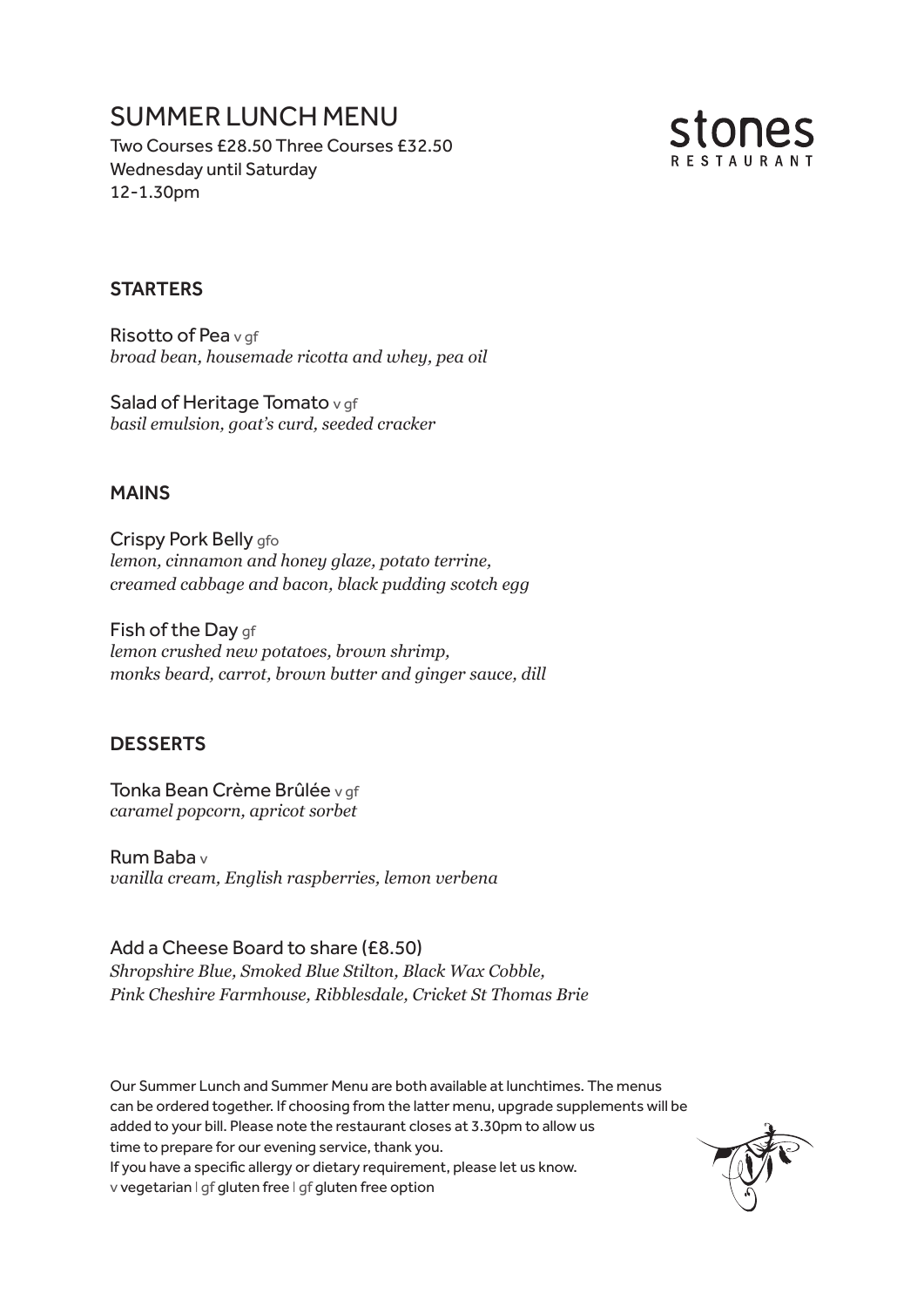# SUMMER LUNCH MENU

Two Courses £28.50 Three Courses £32.50
Wednesday until Saturday
12-1.30pm

stones
RESTAURANT

## STARTERS

Risotto of Pea v gf
*broad bean, housemade ricotta and whey, pea oil*

Salad of Heritage Tomato v gf
*basil emulsion, goat's curd, seeded cracker*

## MAINS

Crispy Pork Belly gfo
*lemon, cinnamon and honey glaze, potato terrine,*
*creamed cabbage and bacon, black pudding scotch egg*

Fish of the Day gf
*lemon crushed new potatoes, brown shrimp,*
*monks beard, carrot, brown butter and ginger sauce, dill*

## DESSERTS

Tonka Bean Crème Brûlée v gf
*caramel popcorn, apricot sorbet*

Rum Baba v
*vanilla cream, English raspberries, lemon verbena*

Add a Cheese Board to share (£8.50)
*Shropshire Blue, Smoked Blue Stilton, Black Wax Cobble,*
*Pink Cheshire Farmhouse, Ribblesdale, Cricket St Thomas Brie*

Our Summer Lunch and Summer Menu are both available at lunchtimes. The menus can be ordered together. If choosing from the latter menu, upgrade supplements will be added to your bill. Please note the restaurant closes at 3.30pm to allow us time to prepare for our evening service, thank you.
If you have a specific allergy or dietary requirement, please let us know.
v vegetarian | gf gluten free | gf gluten free option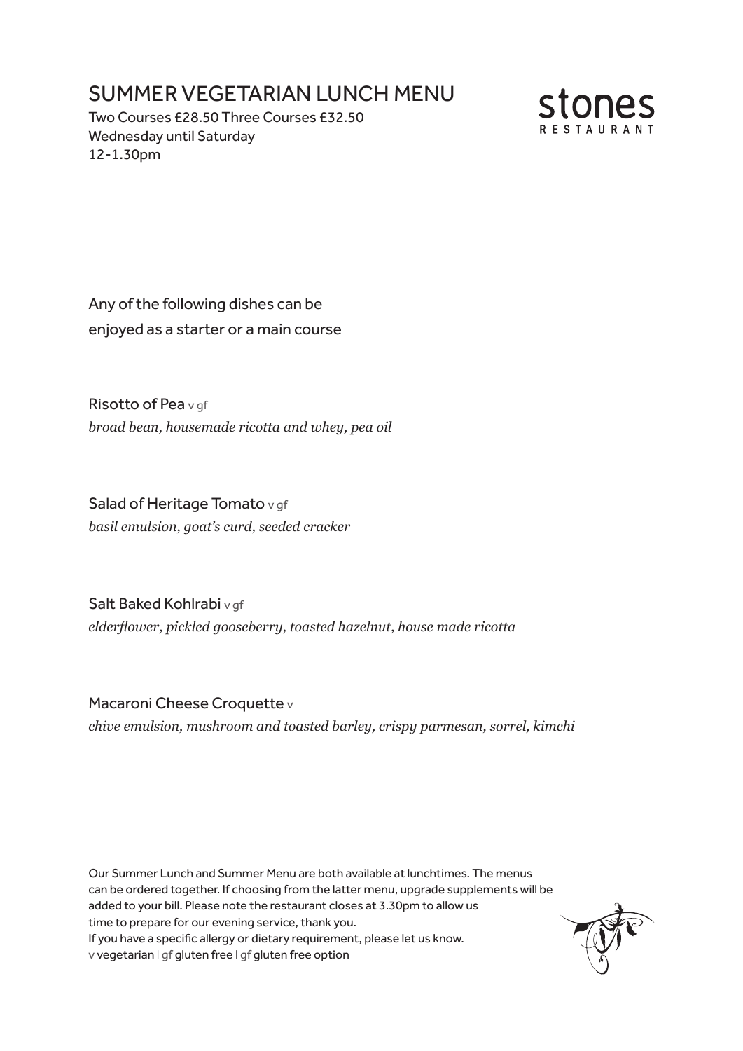# SUMMER VEGETARIAN LUNCH MENU

Two Courses £28.50 Three Courses £32.50
Wednesday until Saturday
12-1.30pm

stones
RESTAURANT

Any of the following dishes can be enjoyed as a starter or a main course

Risotto of Pea v gf
*broad bean, housemade ricotta and whey, pea oil*

Salad of Heritage Tomato v gf
*basil emulsion, goat's curd, seeded cracker*

Salt Baked Kohlrabi v gf
*elderflower, pickled gooseberry, toasted hazelnut, house made ricotta*

Macaroni Cheese Croquette v
*chive emulsion, mushroom and toasted barley, crispy parmesan, sorrel, kimchi*

Our Summer Lunch and Summer Menu are both available at lunchtimes. The menus can be ordered together. If choosing from the latter menu, upgrade supplements will be added to your bill. Please note the restaurant closes at 3.30pm to allow us time to prepare for our evening service, thank you.
If you have a specific allergy or dietary requirement, please let us know.
v vegetarian | gf gluten free | gf gluten free option